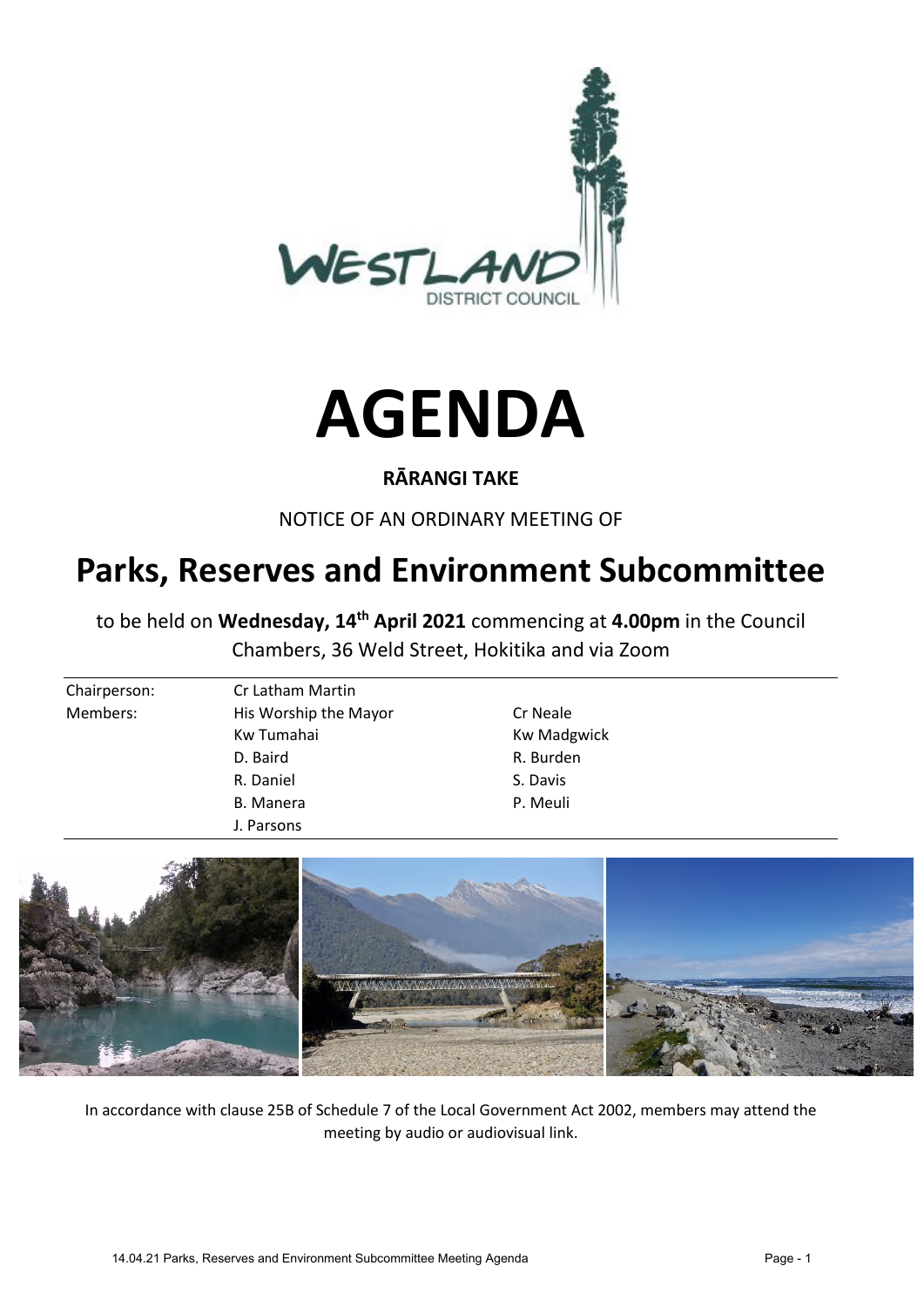# AGENDA

**RĀRANGI TAKE**

NOTICE OF AN ORDINARY MEETING OF

## Parks, Reserves and Environment Subcommittee

to be held on **Wednesday, 14th April 2021** commencing at **4.00pm** in the Council Chambers, 36 Weld Street, Hokitika and via Zoom

| | | |
|---|---|---|
| Chairperson: | Cr Latham Martin | |
| Members: | His Worship the Mayor | Cr Neale |
| | Kw Tumahai | Kw Madgwick |
| | D. Baird | R. Burden |
| | R. Daniel | S. Davis |
| | B. Manera | P. Meuli |
| | J. Parsons | |

In accordance with clause 25B of Schedule 7 of the Local Government Act 2002, members may attend the meeting by audio or audiovisual link.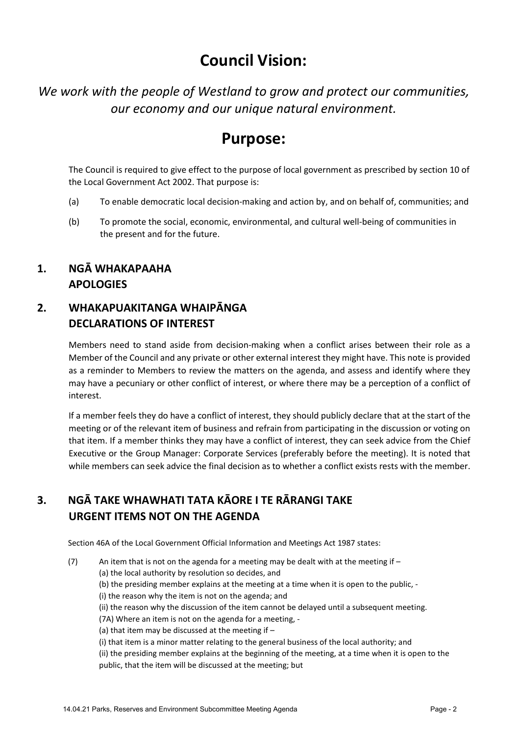# Council Vision:

*We work with the people of Westland to grow and protect our communities, our economy and our unique natural environment.*

# Purpose:

The Council is required to give effect to the purpose of local government as prescribed by section 10 of the Local Government Act 2002. That purpose is:

(a) To enable democratic local decision-making and action by, and on behalf of, communities; and

(b) To promote the social, economic, environmental, and cultural well-being of communities in the present and for the future.

## 1. NGĀ WHAKAPAAHA APOLOGIES

## 2. WHAKAPUAKITANGA WHAIPĀNGA DECLARATIONS OF INTEREST

Members need to stand aside from decision-making when a conflict arises between their role as a Member of the Council and any private or other external interest they might have. This note is provided as a reminder to Members to review the matters on the agenda, and assess and identify where they may have a pecuniary or other conflict of interest, or where there may be a perception of a conflict of interest.

If a member feels they do have a conflict of interest, they should publicly declare that at the start of the meeting or of the relevant item of business and refrain from participating in the discussion or voting on that item. If a member thinks they may have a conflict of interest, they can seek advice from the Chief Executive or the Group Manager: Corporate Services (preferably before the meeting). It is noted that while members can seek advice the final decision as to whether a conflict exists rests with the member.

## 3. NGĀ TAKE WHAWHATI TATA KĀORE I TE RĀRANGI TAKE URGENT ITEMS NOT ON THE AGENDA

Section 46A of the Local Government Official Information and Meetings Act 1987 states:

(7) An item that is not on the agenda for a meeting may be dealt with at the meeting if –
(a) the local authority by resolution so decides, and
(b) the presiding member explains at the meeting at a time when it is open to the public, -
(i) the reason why the item is not on the agenda; and
(ii) the reason why the discussion of the item cannot be delayed until a subsequent meeting.
(7A) Where an item is not on the agenda for a meeting, -
(a) that item may be discussed at the meeting if –
(i) that item is a minor matter relating to the general business of the local authority; and
(ii) the presiding member explains at the beginning of the meeting, at a time when it is open to the public, that the item will be discussed at the meeting; but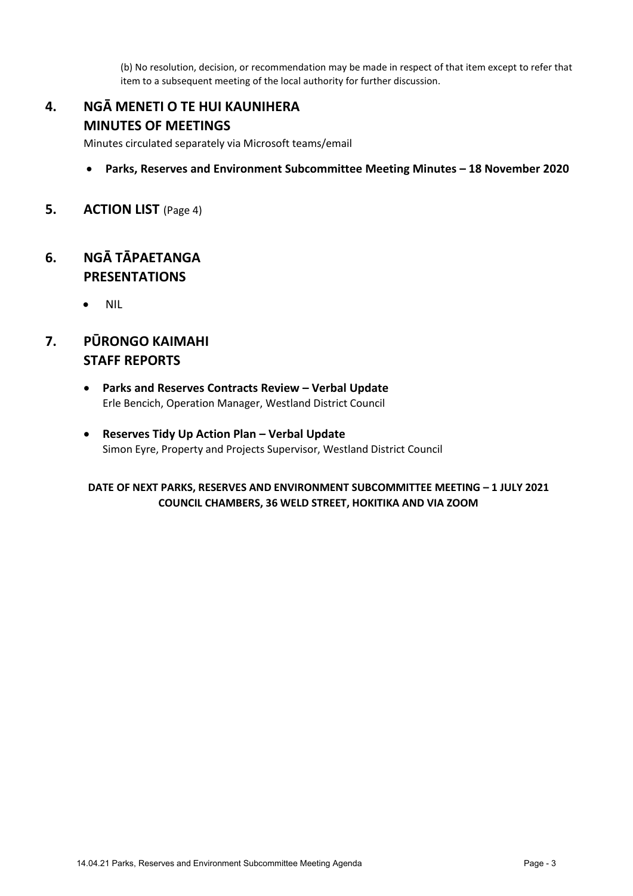(b) No resolution, decision, or recommendation may be made in respect of that item except to refer that item to a subsequent meeting of the local authority for further discussion.

## 4. NGĀ MENETI O TE HUI KAUNIHERA MINUTES OF MEETINGS

Minutes circulated separately via Microsoft teams/email

- **Parks, Reserves and Environment Subcommittee Meeting Minutes – 18 November 2020**

## 5. ACTION LIST (Page 4)

## 6. NGĀ TĀPAETANGA PRESENTATIONS

- NIL

## 7. PŪRONGO KAIMAHI STAFF REPORTS

- **Parks and Reserves Contracts Review – Verbal Update**
  Erle Bencich, Operation Manager, Westland District Council

- **Reserves Tidy Up Action Plan – Verbal Update**
  Simon Eyre, Property and Projects Supervisor, Westland District Council

**DATE OF NEXT PARKS, RESERVES AND ENVIRONMENT SUBCOMMITTEE MEETING – 1 JULY 2021**
**COUNCIL CHAMBERS, 36 WELD STREET, HOKITIKA AND VIA ZOOM**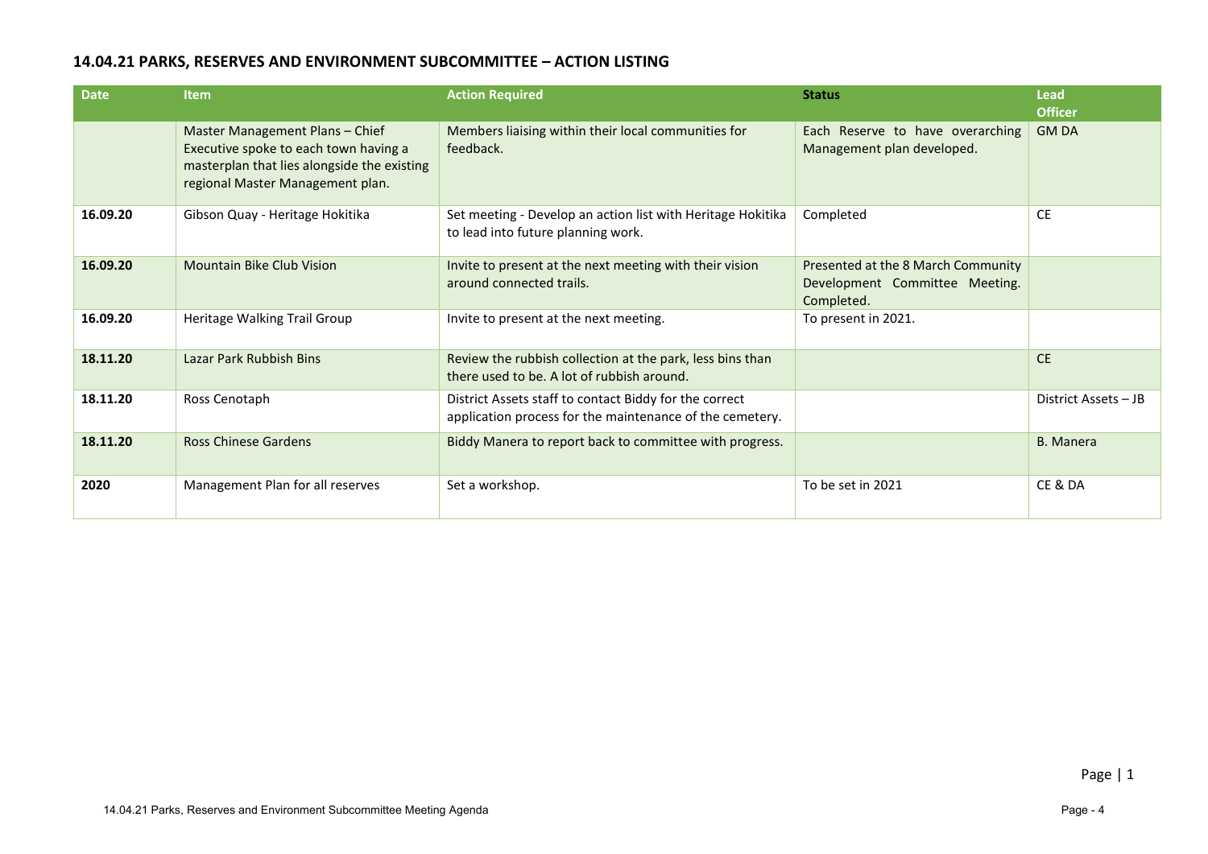## 14.04.21 PARKS, RESERVES AND ENVIRONMENT SUBCOMMITTEE – ACTION LISTING

| Date | Item | Action Required | Status | Lead Officer |
|---|---|---|---|---|
| | Master Management Plans – Chief Executive spoke to each town having a masterplan that lies alongside the existing regional Master Management plan. | Members liaising within their local communities for feedback. | Each Reserve to have overarching Management plan developed. | GM DA |
| **16.09.20** | Gibson Quay - Heritage Hokitika | Set meeting - Develop an action list with Heritage Hokitika to lead into future planning work. | Completed | CE |
| **16.09.20** | Mountain Bike Club Vision | Invite to present at the next meeting with their vision around connected trails. | Presented at the 8 March Community Development Committee Meeting. Completed. | |
| **16.09.20** | Heritage Walking Trail Group | Invite to present at the next meeting. | To present in 2021. | |
| **18.11.20** | Lazar Park Rubbish Bins | Review the rubbish collection at the park, less bins than there used to be. A lot of rubbish around. | | CE |
| **18.11.20** | Ross Cenotaph | District Assets staff to contact Biddy for the correct application process for the maintenance of the cemetery. | | District Assets – JB |
| **18.11.20** | Ross Chinese Gardens | Biddy Manera to report back to committee with progress. | | B. Manera |
| **2020** | Management Plan for all reserves | Set a workshop. | To be set in 2021 | CE & DA |